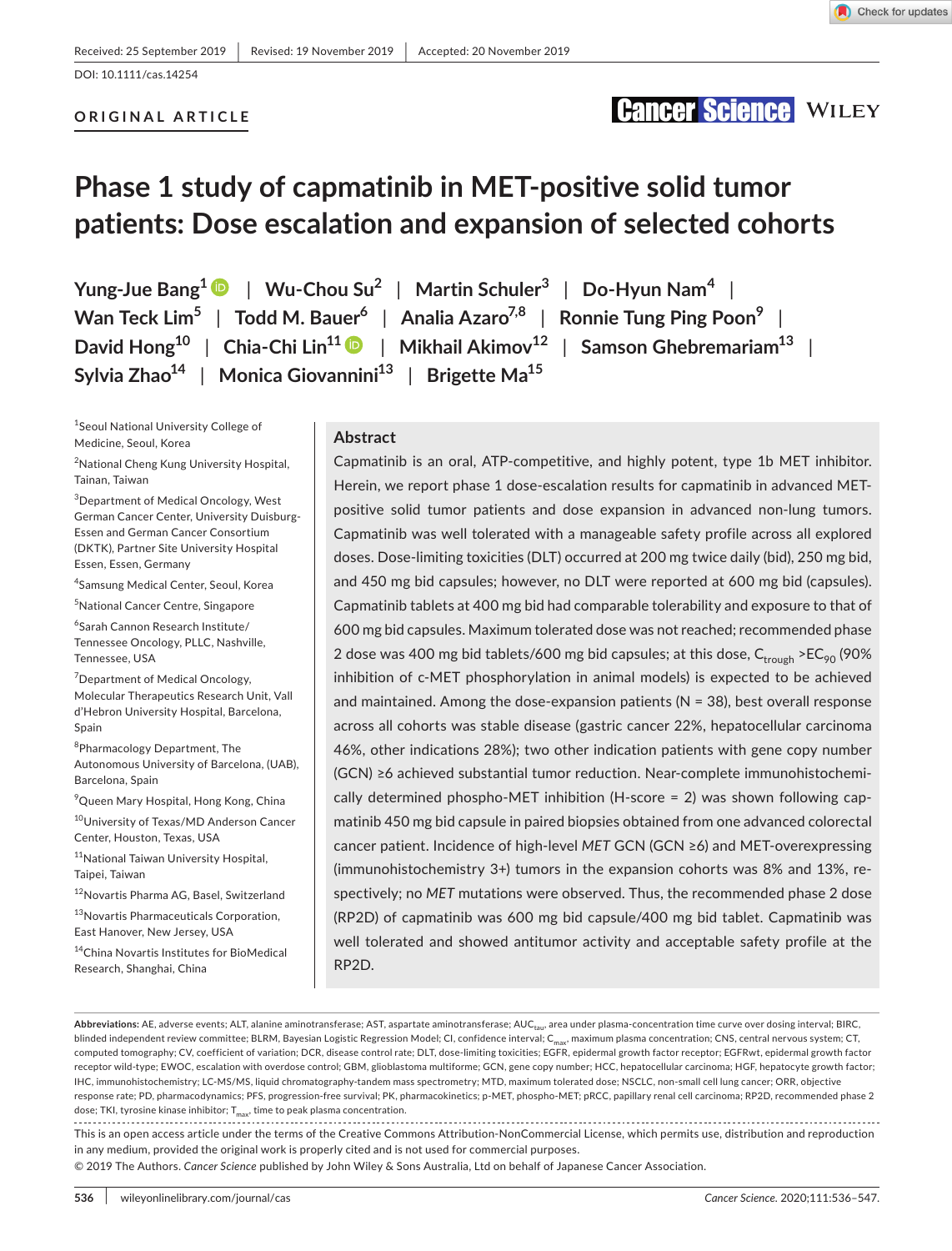Received: 25 September 2019 | Revised: 19 November 2019 | Accepted: 20 November 2019

DOI: 10.1111/cas.14254

**ORIGINAL ARTICLE**

# Phase 1 study of capmatinib in MET-positive solid tumor patients: Dose escalation and expansion of selected cohorts

Yung-Jue Bang[1] | Wu-Chou Su[2] | Martin Schuler[3] | Do-Hyun Nam[4] | Wan Teck Lim[5] | Todd M. Bauer[6] | Analia Azaro[7,8] | Ronnie Tung Ping Poon[9] | David Hong[10] | Chia-Chi Lin[11] | Mikhail Akimov[12] | Samson Ghebremariam[13] | Sylvia Zhao[14] | Monica Giovannini[13] | Brigette Ma[15]

[1]Seoul National University College of Medicine, Seoul, Korea

[2]National Cheng Kung University Hospital, Tainan, Taiwan

[3]Department of Medical Oncology, West German Cancer Center, University Duisburg-Essen and German Cancer Consortium (DKTK), Partner Site University Hospital Essen, Essen, Germany

[4]Samsung Medical Center, Seoul, Korea

[5]National Cancer Centre, Singapore

[6]Sarah Cannon Research Institute/Tennessee Oncology, PLLC, Nashville, Tennessee, USA

[7]Department of Medical Oncology, Molecular Therapeutics Research Unit, Vall d'Hebron University Hospital, Barcelona, Spain

[8]Pharmacology Department, The Autonomous University of Barcelona, (UAB), Barcelona, Spain

[9]Queen Mary Hospital, Hong Kong, China

[10]University of Texas/MD Anderson Cancer Center, Houston, Texas, USA

[11]National Taiwan University Hospital, Taipei, Taiwan

[12]Novartis Pharma AG, Basel, Switzerland

[13]Novartis Pharmaceuticals Corporation, East Hanover, New Jersey, USA

[14]China Novartis Institutes for BioMedical Research, Shanghai, China

## Abstract

Capmatinib is an oral, ATP-competitive, and highly potent, type 1b MET inhibitor. Herein, we report phase 1 dose-escalation results for capmatinib in advanced MET-positive solid tumor patients and dose expansion in advanced non-lung tumors. Capmatinib was well tolerated with a manageable safety profile across all explored doses. Dose-limiting toxicities (DLT) occurred at 200 mg twice daily (bid), 250 mg bid, and 450 mg bid capsules; however, no DLT were reported at 600 mg bid (capsules). Capmatinib tablets at 400 mg bid had comparable tolerability and exposure to that of 600 mg bid capsules. Maximum tolerated dose was not reached; recommended phase 2 dose was 400 mg bid tablets/600 mg bid capsules; at this dose, $C_{trough}$ >$EC_{90}$ (90% inhibition of c-MET phosphorylation in animal models) is expected to be achieved and maintained. Among the dose-expansion patients (N = 38), best overall response across all cohorts was stable disease (gastric cancer 22%, hepatocellular carcinoma 46%, other indications 28%); two other indication patients with gene copy number (GCN) ≥6 achieved substantial tumor reduction. Near-complete immunohistochemically determined phospho-MET inhibition (H-score = 2) was shown following capmatinib 450 mg bid capsule in paired biopsies obtained from one advanced colorectal cancer patient. Incidence of high-level *MET* GCN (GCN ≥6) and MET-overexpressing (immunohistochemistry 3+) tumors in the expansion cohorts was 8% and 13%, respectively; no *MET* mutations were observed. Thus, the recommended phase 2 dose (RP2D) of capmatinib was 600 mg bid capsule/400 mg bid tablet. Capmatinib was well tolerated and showed antitumor activity and acceptable safety profile at the RP2D.

**Abbreviations:** AE, adverse events; ALT, alanine aminotransferase; AST, aspartate aminotransferase; $AUC_{tau}$, area under plasma-concentration time curve over dosing interval; BIRC, blinded independent review committee; BLRM, Bayesian Logistic Regression Model; CI, confidence interval; $C_{max}$, maximum plasma concentration; CNS, central nervous system; CT, computed tomography; CV, coefficient of variation; DCR, disease control rate; DLT, dose-limiting toxicities; EGFR, epidermal growth factor receptor; EGFRwt, epidermal growth factor receptor wild-type; EWOC, escalation with overdose control; GBM, glioblastoma multiforme; GCN, gene copy number; HCC, hepatocellular carcinoma; HGF, hepatocyte growth factor; IHC, immunohistochemistry; LC-MS/MS, liquid chromatography-tandem mass spectrometry; MTD, maximum tolerated dose; NSCLC, non-small cell lung cancer; ORR, objective response rate; PD, pharmacodynamics; PFS, progression-free survival; PK, pharmacokinetics; p-MET, phospho-MET; pRCC, papillary renal cell carcinoma; RP2D, recommended phase 2 dose; TKI, tyrosine kinase inhibitor; $T_{max}$, time to peak plasma concentration.

This is an open access article under the terms of the Creative Commons Attribution-NonCommercial License, which permits use, distribution and reproduction in any medium, provided the original work is properly cited and is not used for commercial purposes.

© 2019 The Authors. *Cancer Science* published by John Wiley & Sons Australia, Ltd on behalf of Japanese Cancer Association.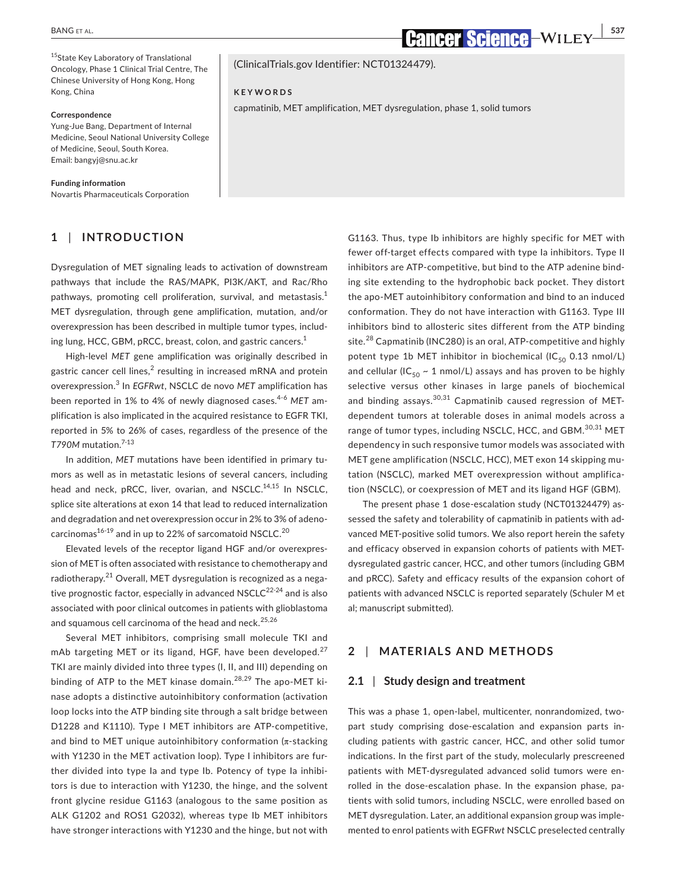[15]State Key Laboratory of Translational Oncology, Phase 1 Clinical Trial Centre, The Chinese University of Hong Kong, Hong Kong, China

**Correspondence**
Yung-Jue Bang, Department of Internal Medicine, Seoul National University College of Medicine, Seoul, South Korea.
Email: bangyj@snu.ac.kr

**Funding information**
Novartis Pharmaceuticals Corporation

(ClinicalTrials.gov Identifier: NCT01324479).

**KEYWORDS**

capmatinib, MET amplification, MET dysregulation, phase 1, solid tumors

## 1 | INTRODUCTION

Dysregulation of MET signaling leads to activation of downstream pathways that include the RAS/MAPK, PI3K/AKT, and Rac/Rho pathways, promoting cell proliferation, survival, and metastasis.[1] MET dysregulation, through gene amplification, mutation, and/or overexpression has been described in multiple tumor types, including lung, HCC, GBM, pRCC, breast, colon, and gastric cancers.[1]

High-level *MET* gene amplification was originally described in gastric cancer cell lines,[2] resulting in increased mRNA and protein overexpression.[3] In *EGFRwt*, NSCLC de novo *MET* amplification has been reported in 1% to 4% of newly diagnosed cases.[4-6] *MET* amplification is also implicated in the acquired resistance to EGFR TKI, reported in 5% to 26% of cases, regardless of the presence of the *T790M* mutation.[7-13]

In addition, *MET* mutations have been identified in primary tumors as well as in metastatic lesions of several cancers, including head and neck, pRCC, liver, ovarian, and NSCLC.[14,15] In NSCLC, splice site alterations at exon 14 that lead to reduced internalization and degradation and net overexpression occur in 2% to 3% of adenocarcinomas[16-19] and in up to 22% of sarcomatoid NSCLC.[20]

Elevated levels of the receptor ligand HGF and/or overexpression of MET is often associated with resistance to chemotherapy and radiotherapy.[21] Overall, MET dysregulation is recognized as a negative prognostic factor, especially in advanced NSCLC[22-24] and is also associated with poor clinical outcomes in patients with glioblastoma and squamous cell carcinoma of the head and neck.[25,26]

Several MET inhibitors, comprising small molecule TKI and mAb targeting MET or its ligand, HGF, have been developed.[27] TKI are mainly divided into three types (I, II, and III) depending on binding of ATP to the MET kinase domain.[28,29] The apo-MET kinase adopts a distinctive autoinhibitory conformation (activation loop locks into the ATP binding site through a salt bridge between D1228 and K1110). Type I MET inhibitors are ATP-competitive, and bind to MET unique autoinhibitory conformation (π-stacking with Y1230 in the MET activation loop). Type I inhibitors are further divided into type Ia and type Ib. Potency of type Ia inhibitors is due to interaction with Y1230, the hinge, and the solvent front glycine residue G1163 (analogous to the same position as ALK G1202 and ROS1 G2032), whereas type Ib MET inhibitors have stronger interactions with Y1230 and the hinge, but not with G1163. Thus, type Ib inhibitors are highly specific for MET with fewer off-target effects compared with type Ia inhibitors. Type II inhibitors are ATP-competitive, but bind to the ATP adenine binding site extending to the hydrophobic back pocket. They distort the apo-MET autoinhibitory conformation and bind to an induced conformation. They do not have interaction with G1163. Type III inhibitors bind to allosteric sites different from the ATP binding site.[28] Capmatinib (INC280) is an oral, ATP-competitive and highly potent type 1b MET inhibitor in biochemical ($IC_{50}$ 0.13 nmol/L) and cellular ($IC_{50}$ ~ 1 nmol/L) assays and has proven to be highly selective versus other kinases in large panels of biochemical and binding assays.[30,31] Capmatinib caused regression of MET-dependent tumors at tolerable doses in animal models across a range of tumor types, including NSCLC, HCC, and GBM.[30,31] MET dependency in such responsive tumor models was associated with MET gene amplification (NSCLC, HCC), MET exon 14 skipping mutation (NSCLC), marked MET overexpression without amplification (NSCLC), or coexpression of MET and its ligand HGF (GBM).

The present phase 1 dose-escalation study (NCT01324479) assessed the safety and tolerability of capmatinib in patients with advanced MET-positive solid tumors. We also report herein the safety and efficacy observed in expansion cohorts of patients with MET-dysregulated gastric cancer, HCC, and other tumors (including GBM and pRCC). Safety and efficacy results of the expansion cohort of patients with advanced NSCLC is reported separately (Schuler M et al; manuscript submitted).

## 2 | MATERIALS AND METHODS

### 2.1 | Study design and treatment

This was a phase 1, open-label, multicenter, nonrandomized, two-part study comprising dose-escalation and expansion parts including patients with gastric cancer, HCC, and other solid tumor indications. In the first part of the study, molecularly prescreened patients with MET-dysregulated advanced solid tumors were enrolled in the dose-escalation phase. In the expansion phase, patients with solid tumors, including NSCLC, were enrolled based on MET dysregulation. Later, an additional expansion group was implemented to enrol patients with EGFR*wt* NSCLC preselected centrally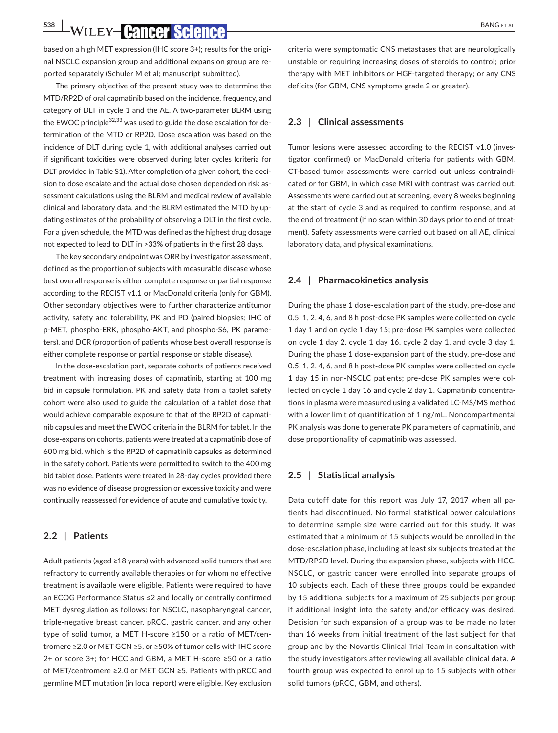based on a high MET expression (IHC score 3+); results for the original NSCLC expansion group and additional expansion group are reported separately (Schuler M et al; manuscript submitted).

The primary objective of the present study was to determine the MTD/RP2D of oral capmatinib based on the incidence, frequency, and category of DLT in cycle 1 and the AE. A two-parameter BLRM using the EWOC principle[32,33] was used to guide the dose escalation for determination of the MTD or RP2D. Dose escalation was based on the incidence of DLT during cycle 1, with additional analyses carried out if significant toxicities were observed during later cycles (criteria for DLT provided in Table S1). After completion of a given cohort, the decision to dose escalate and the actual dose chosen depended on risk assessment calculations using the BLRM and medical review of available clinical and laboratory data, and the BLRM estimated the MTD by updating estimates of the probability of observing a DLT in the first cycle. For a given schedule, the MTD was defined as the highest drug dosage not expected to lead to DLT in >33% of patients in the first 28 days.

The key secondary endpoint was ORR by investigator assessment, defined as the proportion of subjects with measurable disease whose best overall response is either complete response or partial response according to the RECIST v1.1 or MacDonald criteria (only for GBM). Other secondary objectives were to further characterize antitumor activity, safety and tolerability, PK and PD (paired biopsies; IHC of p-MET, phospho-ERK, phospho-AKT, and phospho-S6, PK parameters), and DCR (proportion of patients whose best overall response is either complete response or partial response or stable disease).

In the dose-escalation part, separate cohorts of patients received treatment with increasing doses of capmatinib, starting at 100 mg bid in capsule formulation. PK and safety data from a tablet safety cohort were also used to guide the calculation of a tablet dose that would achieve comparable exposure to that of the RP2D of capmatinib capsules and meet the EWOC criteria in the BLRM for tablet. In the dose-expansion cohorts, patients were treated at a capmatinib dose of 600 mg bid, which is the RP2D of capmatinib capsules as determined in the safety cohort. Patients were permitted to switch to the 400 mg bid tablet dose. Patients were treated in 28-day cycles provided there was no evidence of disease progression or excessive toxicity and were continually reassessed for evidence of acute and cumulative toxicity.

### 2.2 | Patients

Adult patients (aged ≥18 years) with advanced solid tumors that are refractory to currently available therapies or for whom no effective treatment is available were eligible. Patients were required to have an ECOG Performance Status ≤2 and locally or centrally confirmed MET dysregulation as follows: for NSCLC, nasopharyngeal cancer, triple-negative breast cancer, pRCC, gastric cancer, and any other type of solid tumor, a MET H-score ≥150 or a ratio of MET/centromere ≥2.0 or MET GCN ≥5, or ≥50% of tumor cells with IHC score 2+ or score 3+; for HCC and GBM, a MET H-score ≥50 or a ratio of MET/centromere ≥2.0 or MET GCN ≥5. Patients with pRCC and germline MET mutation (in local report) were eligible. Key exclusion criteria were symptomatic CNS metastases that are neurologically unstable or requiring increasing doses of steroids to control; prior therapy with MET inhibitors or HGF-targeted therapy; or any CNS deficits (for GBM, CNS symptoms grade 2 or greater).

### 2.3 | Clinical assessments

Tumor lesions were assessed according to the RECIST v1.0 (investigator confirmed) or MacDonald criteria for patients with GBM. CT-based tumor assessments were carried out unless contraindicated or for GBM, in which case MRI with contrast was carried out. Assessments were carried out at screening, every 8 weeks beginning at the start of cycle 3 and as required to confirm response, and at the end of treatment (if no scan within 30 days prior to end of treatment). Safety assessments were carried out based on all AE, clinical laboratory data, and physical examinations.

### 2.4 | Pharmacokinetics analysis

During the phase 1 dose-escalation part of the study, pre-dose and 0.5, 1, 2, 4, 6, and 8 h post-dose PK samples were collected on cycle 1 day 1 and on cycle 1 day 15; pre-dose PK samples were collected on cycle 1 day 2, cycle 1 day 16, cycle 2 day 1, and cycle 3 day 1. During the phase 1 dose-expansion part of the study, pre-dose and 0.5, 1, 2, 4, 6, and 8 h post-dose PK samples were collected on cycle 1 day 15 in non-NSCLC patients; pre-dose PK samples were collected on cycle 1 day 16 and cycle 2 day 1. Capmatinib concentrations in plasma were measured using a validated LC-MS/MS method with a lower limit of quantification of 1 ng/mL. Noncompartmental PK analysis was done to generate PK parameters of capmatinib, and dose proportionality of capmatinib was assessed.

### 2.5 | Statistical analysis

Data cutoff date for this report was July 17, 2017 when all patients had discontinued. No formal statistical power calculations to determine sample size were carried out for this study. It was estimated that a minimum of 15 subjects would be enrolled in the dose-escalation phase, including at least six subjects treated at the MTD/RP2D level. During the expansion phase, subjects with HCC, NSCLC, or gastric cancer were enrolled into separate groups of 10 subjects each. Each of these three groups could be expanded by 15 additional subjects for a maximum of 25 subjects per group if additional insight into the safety and/or efficacy was desired. Decision for such expansion of a group was to be made no later than 16 weeks from initial treatment of the last subject for that group and by the Novartis Clinical Trial Team in consultation with the study investigators after reviewing all available clinical data. A fourth group was expected to enrol up to 15 subjects with other solid tumors (pRCC, GBM, and others).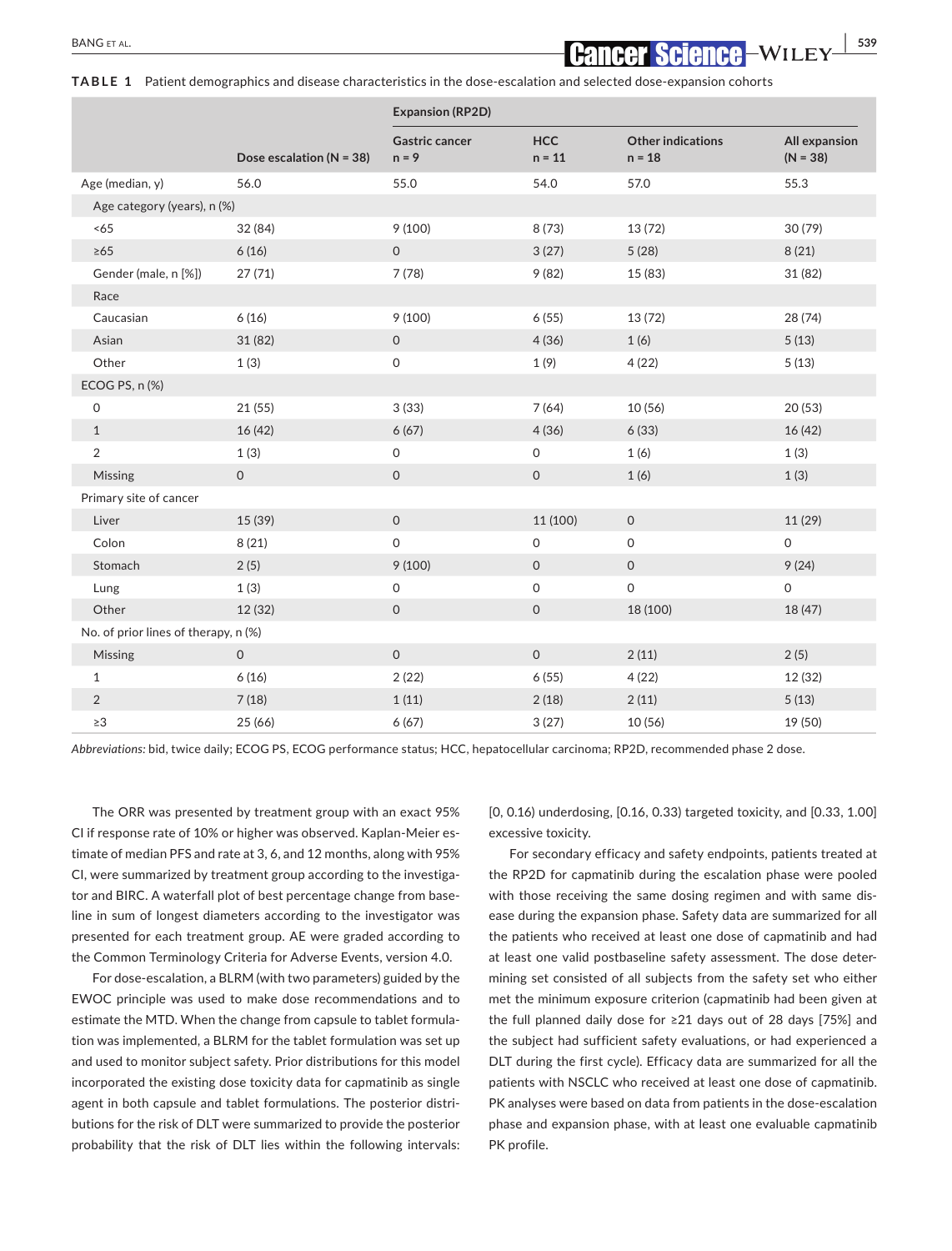**TABLE 1** Patient demographics and disease characteristics in the dose-escalation and selected dose-expansion cohorts

| | Dose escalation (N = 38) | Expansion (RP2D) | | | |
|---|---|---|---|---|---|
| | | Gastric cancer n = 9 | HCC n = 11 | Other indications n = 18 | All expansion (N = 38) |
| Age (median, y) | 56.0 | 55.0 | 54.0 | 57.0 | 55.3 |
| Age category (years), n (%) | | | | | |
| <65 | 32 (84) | 9 (100) | 8 (73) | 13 (72) | 30 (79) |
| ≥65 | 6 (16) | 0 | 3 (27) | 5 (28) | 8 (21) |
| Gender (male, n [%]) | 27 (71) | 7 (78) | 9 (82) | 15 (83) | 31 (82) |
| Race | | | | | |
| Caucasian | 6 (16) | 9 (100) | 6 (55) | 13 (72) | 28 (74) |
| Asian | 31 (82) | 0 | 4 (36) | 1 (6) | 5 (13) |
| Other | 1 (3) | 0 | 1 (9) | 4 (22) | 5 (13) |
| ECOG PS, n (%) | | | | | |
| 0 | 21 (55) | 3 (33) | 7 (64) | 10 (56) | 20 (53) |
| 1 | 16 (42) | 6 (67) | 4 (36) | 6 (33) | 16 (42) |
| 2 | 1 (3) | 0 | 0 | 1 (6) | 1 (3) |
| Missing | 0 | 0 | 0 | 1 (6) | 1 (3) |
| Primary site of cancer | | | | | |
| Liver | 15 (39) | 0 | 11 (100) | 0 | 11 (29) |
| Colon | 8 (21) | 0 | 0 | 0 | 0 |
| Stomach | 2 (5) | 9 (100) | 0 | 0 | 9 (24) |
| Lung | 1 (3) | 0 | 0 | 0 | 0 |
| Other | 12 (32) | 0 | 0 | 18 (100) | 18 (47) |
| No. of prior lines of therapy, n (%) | | | | | |
| Missing | 0 | 0 | 0 | 2 (11) | 2 (5) |
| 1 | 6 (16) | 2 (22) | 6 (55) | 4 (22) | 12 (32) |
| 2 | 7 (18) | 1 (11) | 2 (18) | 2 (11) | 5 (13) |
| ≥3 | 25 (66) | 6 (67) | 3 (27) | 10 (56) | 19 (50) |

*Abbreviations:* bid, twice daily; ECOG PS, ECOG performance status; HCC, hepatocellular carcinoma; RP2D, recommended phase 2 dose.

The ORR was presented by treatment group with an exact 95% CI if response rate of 10% or higher was observed. Kaplan-Meier estimate of median PFS and rate at 3, 6, and 12 months, along with 95% CI, were summarized by treatment group according to the investigator and BIRC. A waterfall plot of best percentage change from baseline in sum of longest diameters according to the investigator was presented for each treatment group. AE were graded according to the Common Terminology Criteria for Adverse Events, version 4.0.

For dose-escalation, a BLRM (with two parameters) guided by the EWOC principle was used to make dose recommendations and to estimate the MTD. When the change from capsule to tablet formulation was implemented, a BLRM for the tablet formulation was set up and used to monitor subject safety. Prior distributions for this model incorporated the existing dose toxicity data for capmatinib as single agent in both capsule and tablet formulations. The posterior distributions for the risk of DLT were summarized to provide the posterior probability that the risk of DLT lies within the following intervals: [0, 0.16) underdosing, [0.16, 0.33) targeted toxicity, and [0.33, 1.00] excessive toxicity.

For secondary efficacy and safety endpoints, patients treated at the RP2D for capmatinib during the escalation phase were pooled with those receiving the same dosing regimen and with same disease during the expansion phase. Safety data are summarized for all the patients who received at least one dose of capmatinib and had at least one valid postbaseline safety assessment. The dose determining set consisted of all subjects from the safety set who either met the minimum exposure criterion (capmatinib had been given at the full planned daily dose for ≥21 days out of 28 days [75%] and the subject had sufficient safety evaluations, or had experienced a DLT during the first cycle). Efficacy data are summarized for all the patients with NSCLC who received at least one dose of capmatinib. PK analyses were based on data from patients in the dose-escalation phase and expansion phase, with at least one evaluable capmatinib PK profile.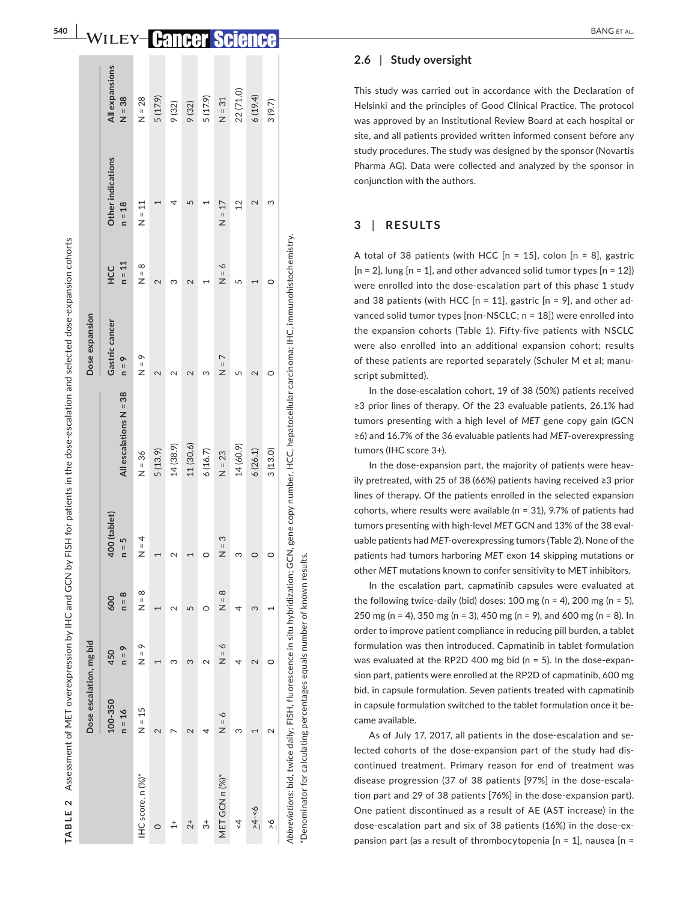**TABLE 2** Assessment of MET overexpression by IHC and GCN by FISH for patients in the dose-escalation and selected dose-expansion cohorts

| | Dose escalation, mg bid | | | | | Dose expansion | | | |
|---|---|---|---|---|---|---|---|---|---|
| | 100-350 n = 16 | 450 n = 9 | 600 n = 8 | 400 (tablet) n = 5 | All escalations N = 38 | Gastric cancer n = 9 | HCC n = 11 | Other indications n = 18 | All expansions N = 38 |
| IHC score, n (%)* | N = 15 | N = 9 | N = 8 | N = 4 | N = 36 | N = 9 | N = 8 | N = 11 | N = 28 |
| 0 | 2 | 1 | 1 | 1 | 5 (13.9) | 2 | 2 | 1 | 5 (17.9) |
| 1+ | 7 | 3 | 2 | 2 | 14 (38.9) | 2 | 3 | 4 | 9 (32) |
| 2+ | 2 | 3 | 5 | 1 | 11 (30.6) | 2 | 2 | 5 | 9 (32) |
| 3+ | 4 | 2 | 0 | 0 | 6 (16.7) | 3 | 1 | 1 | 5 (17.9) |
| MET GCN n (%)* | N = 6 | N = 6 | N = 8 | N = 3 | N = 23 | N = 7 | N = 6 | N = 17 | N = 31 |
| <4 | 3 | 4 | 4 | 3 | 14 (60.9) | 5 | 5 | 12 | 22 (71.0) |
| ≥4-<6 | 1 | 2 | 3 | 0 | 6 (26.1) | 2 | 1 | 2 | 6 (19.4) |
| ≥6 | 2 | 0 | 1 | 0 | 3 (13.0) | 0 | 0 | 3 | 3 (9.7) |

*Abbreviations*: bid, twice daily; FISH, fluorescence in situ hybridization; GCN, gene copy number, HCC, hepatocellular carcinoma; IHC, immunohistochemistry.

*Denominator for calculating percentages equals number of known results.

## 2.6 | Study oversight

This study was carried out in accordance with the Declaration of Helsinki and the principles of Good Clinical Practice. The protocol was approved by an Institutional Review Board at each hospital or site, and all patients provided written informed consent before any study procedures. The study was designed by the sponsor (Novartis Pharma AG). Data were collected and analyzed by the sponsor in conjunction with the authors.

# 3 | RESULTS

A total of 38 patients (with HCC [n = 15], colon [n = 8], gastric [n = 2], lung [n = 1], and other advanced solid tumor types [n = 12]) were enrolled into the dose-escalation part of this phase 1 study and 38 patients (with HCC [n = 11], gastric [n = 9], and other advanced solid tumor types [non-NSCLC; n = 18]) were enrolled into the expansion cohorts (Table 1). Fifty-five patients with NSCLC were also enrolled into an additional expansion cohort; results of these patients are reported separately (Schuler M et al; manuscript submitted).

In the dose-escalation cohort, 19 of 38 (50%) patients received ≥3 prior lines of therapy. Of the 23 evaluable patients, 26.1% had tumors presenting with a high level of *MET* gene copy gain (GCN ≥6) and 16.7% of the 36 evaluable patients had *MET*-overexpressing tumors (IHC score 3+).

In the dose-expansion part, the majority of patients were heavily pretreated, with 25 of 38 (66%) patients having received ≥3 prior lines of therapy. Of the patients enrolled in the selected expansion cohorts, where results were available (n = 31), 9.7% of patients had tumors presenting with high-level *MET* GCN and 13% of the 38 evaluable patients had *MET*-overexpressing tumors (Table 2). None of the patients had tumors harboring *MET* exon 14 skipping mutations or other *MET* mutations known to confer sensitivity to MET inhibitors.

In the escalation part, capmatinib capsules were evaluated at the following twice-daily (bid) doses: 100 mg (n = 4), 200 mg (n = 5), 250 mg (n = 4), 350 mg (n = 3), 450 mg (n = 9), and 600 mg (n = 8). In order to improve patient compliance in reducing pill burden, a tablet formulation was then introduced. Capmatinib in tablet formulation was evaluated at the RP2D 400 mg bid (n = 5). In the dose-expansion part, patients were enrolled at the RP2D of capmatinib, 600 mg bid, in capsule formulation. Seven patients treated with capmatinib in capsule formulation switched to the tablet formulation once it became available.

As of July 17, 2017, all patients in the dose-escalation and selected cohorts of the dose-expansion part of the study had discontinued treatment. Primary reason for end of treatment was disease progression (37 of 38 patients [97%] in the dose-escalation part and 29 of 38 patients [76%] in the dose-expansion part). One patient discontinued as a result of AE (AST increase) in the dose-escalation part and six of 38 patients (16%) in the dose-expansion part (as a result of thrombocytopenia [n = 1], nausea [n =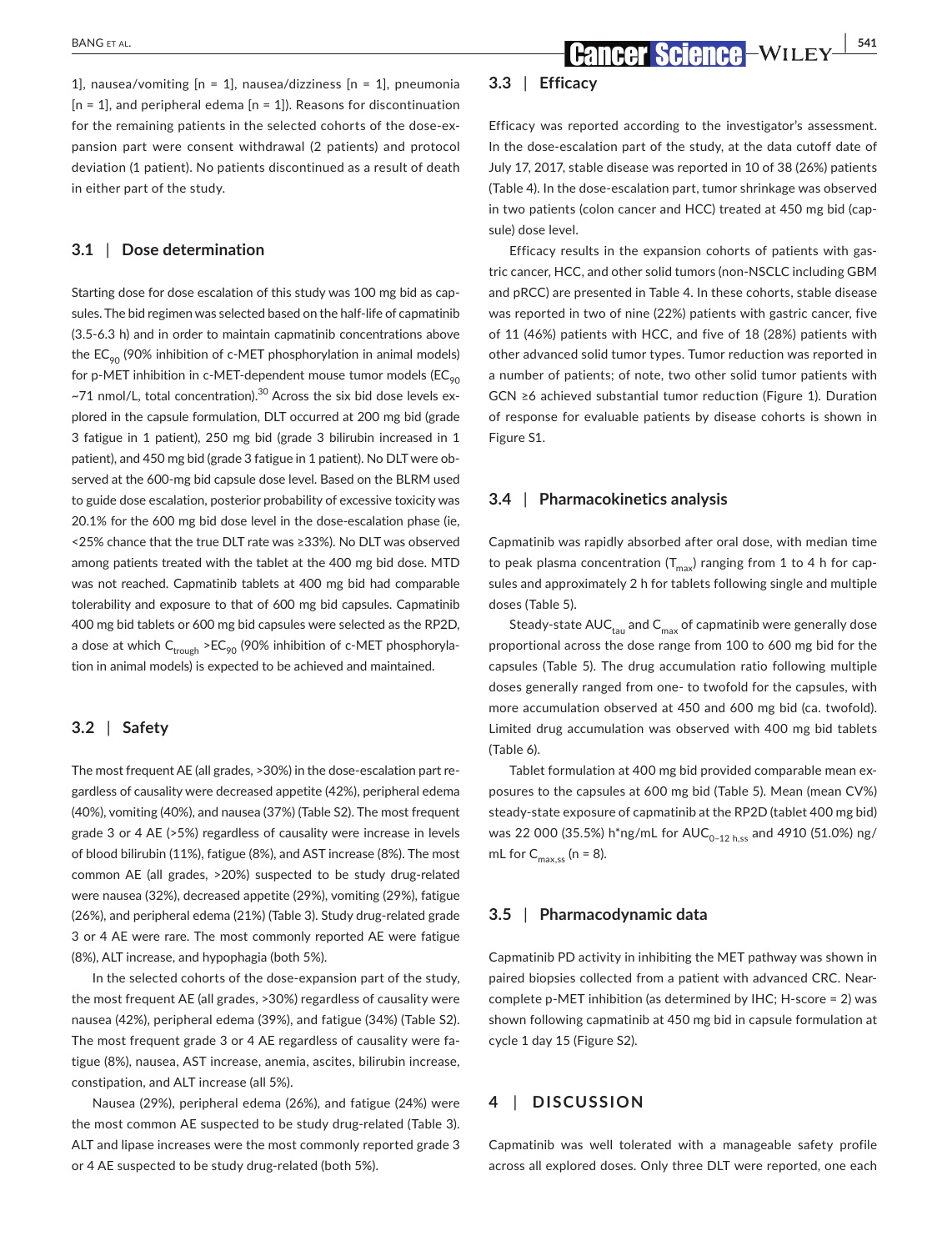1], nausea/vomiting [n = 1], nausea/dizziness [n = 1], pneumonia [n = 1], and peripheral edema [n = 1]). Reasons for discontinuation for the remaining patients in the selected cohorts of the dose-expansion part were consent withdrawal (2 patients) and protocol deviation (1 patient). No patients discontinued as a result of death in either part of the study.

### 3.1 | Dose determination

Starting dose for dose escalation of this study was 100 mg bid as capsules. The bid regimen was selected based on the half-life of capmatinib (3.5-6.3 h) and in order to maintain capmatinib concentrations above the $EC_{90}$ (90% inhibition of c-MET phosphorylation in animal models) for p-MET inhibition in c-MET-dependent mouse tumor models ($EC_{90}$ ~71 nmol/L, total concentration).[30] Across the six bid dose levels explored in the capsule formulation, DLT occurred at 200 mg bid (grade 3 fatigue in 1 patient), 250 mg bid (grade 3 bilirubin increased in 1 patient), and 450 mg bid (grade 3 fatigue in 1 patient). No DLT were observed at the 600-mg bid capsule dose level. Based on the BLRM used to guide dose escalation, posterior probability of excessive toxicity was 20.1% for the 600 mg bid dose level in the dose-escalation phase (ie, <25% chance that the true DLT rate was ≥33%). No DLT was observed among patients treated with the tablet at the 400 mg bid dose. MTD was not reached. Capmatinib tablets at 400 mg bid had comparable tolerability and exposure to that of 600 mg bid capsules. Capmatinib 400 mg bid tablets or 600 mg bid capsules were selected as the RP2D, a dose at which $C_{trough}$ >$EC_{90}$ (90% inhibition of c-MET phosphorylation in animal models) is expected to be achieved and maintained.

### 3.2 | Safety

The most frequent AE (all grades, >30%) in the dose-escalation part regardless of causality were decreased appetite (42%), peripheral edema (40%), vomiting (40%), and nausea (37%) (Table S2). The most frequent grade 3 or 4 AE (>5%) regardless of causality were increase in levels of blood bilirubin (11%), fatigue (8%), and AST increase (8%). The most common AE (all grades, >20%) suspected to be study drug-related were nausea (32%), decreased appetite (29%), vomiting (29%), fatigue (26%), and peripheral edema (21%) (Table 3). Study drug-related grade 3 or 4 AE were rare. The most commonly reported AE were fatigue (8%), ALT increase, and hypophagia (both 5%).

In the selected cohorts of the dose-expansion part of the study, the most frequent AE (all grades, >30%) regardless of causality were nausea (42%), peripheral edema (39%), and fatigue (34%) (Table S2). The most frequent grade 3 or 4 AE regardless of causality were fatigue (8%), nausea, AST increase, anemia, ascites, bilirubin increase, constipation, and ALT increase (all 5%).

Nausea (29%), peripheral edema (26%), and fatigue (24%) were the most common AE suspected to be study drug-related (Table 3). ALT and lipase increases were the most commonly reported grade 3 or 4 AE suspected to be study drug-related (both 5%).

### 3.3 | Efficacy

Efficacy was reported according to the investigator's assessment. In the dose-escalation part of the study, at the data cutoff date of July 17, 2017, stable disease was reported in 10 of 38 (26%) patients (Table 4). In the dose-escalation part, tumor shrinkage was observed in two patients (colon cancer and HCC) treated at 450 mg bid (capsule) dose level.

Efficacy results in the expansion cohorts of patients with gastric cancer, HCC, and other solid tumors (non-NSCLC including GBM and pRCC) are presented in Table 4. In these cohorts, stable disease was reported in two of nine (22%) patients with gastric cancer, five of 11 (46%) patients with HCC, and five of 18 (28%) patients with other advanced solid tumor types. Tumor reduction was reported in a number of patients; of note, two other solid tumor patients with GCN ≥6 achieved substantial tumor reduction (Figure 1). Duration of response for evaluable patients by disease cohorts is shown in Figure S1.

### 3.4 | Pharmacokinetics analysis

Capmatinib was rapidly absorbed after oral dose, with median time to peak plasma concentration ($T_{max}$) ranging from 1 to 4 h for capsules and approximately 2 h for tablets following single and multiple doses (Table 5).

Steady-state $AUC_{tau}$ and $C_{max}$ of capmatinib were generally dose proportional across the dose range from 100 to 600 mg bid for the capsules (Table 5). The drug accumulation ratio following multiple doses generally ranged from one- to twofold for the capsules, with more accumulation observed at 450 and 600 mg bid (ca. twofold). Limited drug accumulation was observed with 400 mg bid tablets (Table 6).

Tablet formulation at 400 mg bid provided comparable mean exposures to the capsules at 600 mg bid (Table 5). Mean (mean CV%) steady-state exposure of capmatinib at the RP2D (tablet 400 mg bid) was 22 000 (35.5%) h*ng/mL for $AUC_{0-12\ h,ss}$ and 4910 (51.0%) ng/mL for $C_{max,ss}$ (n = 8).

### 3.5 | Pharmacodynamic data

Capmatinib PD activity in inhibiting the MET pathway was shown in paired biopsies collected from a patient with advanced CRC. Near-complete p-MET inhibition (as determined by IHC; H-score = 2) was shown following capmatinib at 450 mg bid in capsule formulation at cycle 1 day 15 (Figure S2).

## 4 | DISCUSSION

Capmatinib was well tolerated with a manageable safety profile across all explored doses. Only three DLT were reported, one each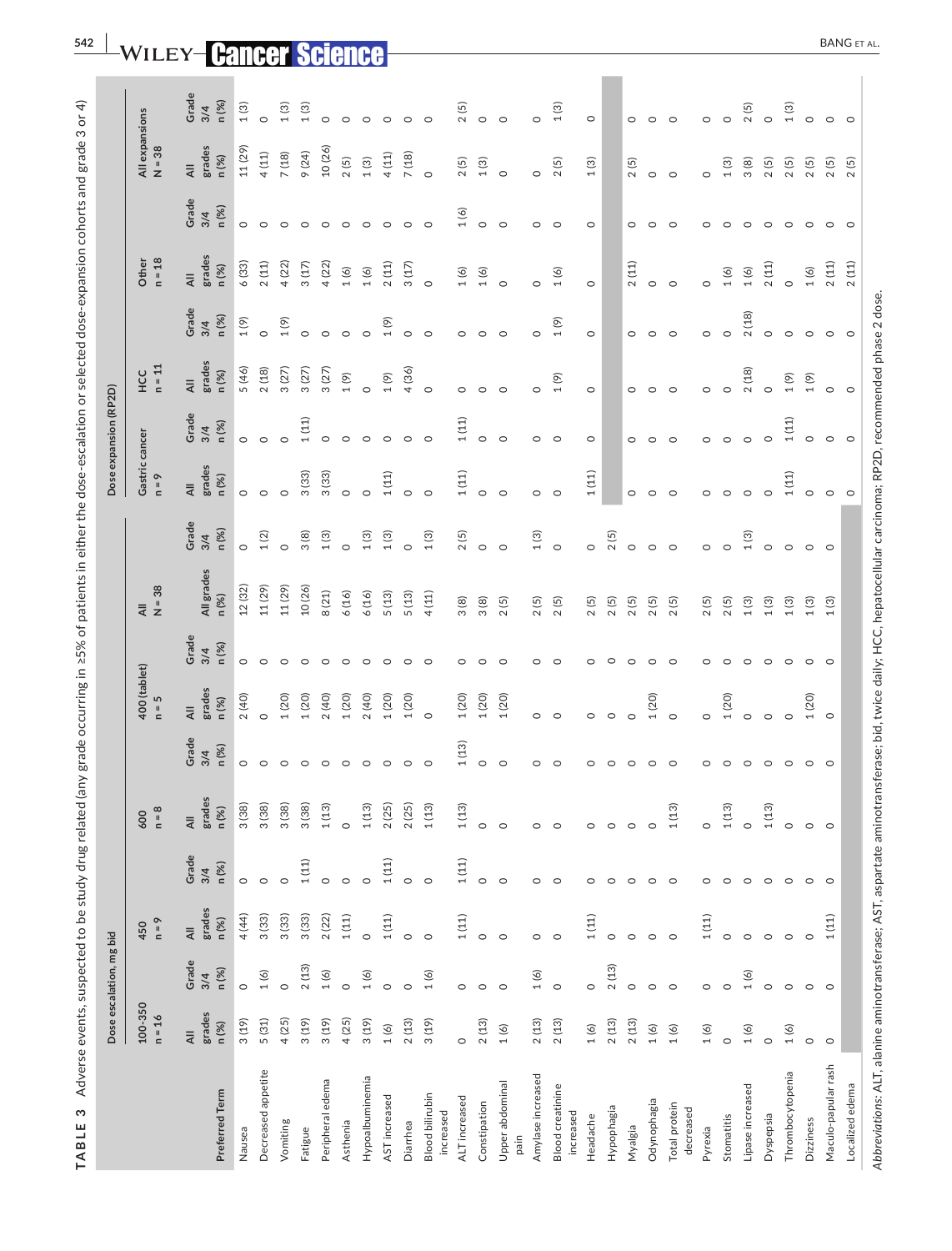**TABLE 3** Adverse events, suspected to be study drug related (any grade occurring in ≥5% of patients in either the dose-escalation or selected dose-expansion cohorts and grade 3 or 4)

| | Dose escalation, mg bid | | | | | | | | | | Dose expansion (RP2D) | | | | | | | |
|---|---|---|---|---|---|---|---|---|---|---|---|---|---|---|---|---|---|---|
| | 100-350 n = 16 | | 450 n = 9 | | 600 n = 8 | | 400 (tablet) n = 5 | | All N = 38 | | Gastric cancer n = 9 | | HCC n = 11 | | Other n = 18 | | All expansions N = 38 | |
| Preferred Term | All grades n (%) | Grade 3/4 n (%) | All grades n (%) | Grade 3/4 n (%) | All grades n (%) | Grade 3/4 n (%) | All grades n (%) | Grade 3/4 n (%) | All grades n (%) | Grade 3/4 n (%) | All grades n (%) | Grade 3/4 n (%) | All grades n (%) | Grade 3/4 n (%) | All grades n (%) | Grade 3/4 n (%) | All grades n (%) | Grade 3/4 n (%) |
| Nausea | 3 (19) | 0 | 4 (44) | 0 | 3 (38) | 0 | 2 (40) | 0 | 12 (32) | 0 | 0 | 0 | 5 (46) | 1 (9) | 6 (33) | 0 | 11 (29) | 1 (3) |
| Decreased appetite | 5 (31) | 1 (6) | 3 (33) | 0 | 3 (38) | 0 | 0 | 0 | 11 (29) | 1 (2) | 0 | 0 | 2 (18) | 0 | 2 (11) | 0 | 4 (11) | 0 |
| Vomiting | 4 (25) | 0 | 3 (33) | 0 | 3 (38) | 0 | 1 (20) | 0 | 11 (29) | 0 | 0 | 0 | 3 (27) | 1 (9) | 4 (22) | 0 | 7 (18) | 1 (3) |
| Fatigue | 3 (19) | 2 (13) | 3 (33) | 1 (11) | 3 (38) | 0 | 1 (20) | 0 | 10 (26) | 3 (8) | 3 (33) | 1 (11) | 3 (27) | 0 | 3 (17) | 0 | 9 (24) | 1 (3) |
| Peripheral edema | 3 (19) | 1 (6) | 2 (22) | 0 | 1 (13) | 0 | 2 (40) | 0 | 8 (21) | 1 (3) | 3 (33) | 0 | 3 (27) | 0 | 4 (22) | 0 | 10 (26) | 0 |
| Asthenia | 4 (25) | 0 | 1 (11) | 0 | 0 | 0 | 1 (20) | 0 | 6 (16) | 0 | 0 | 0 | 1 (9) | 0 | 1 (6) | 0 | 2 (5) | 0 |
| Hypoalbuminemia | 3 (19) | 1 (6) | 0 | 0 | 1 (13) | 0 | 2 (40) | 0 | 6 (16) | 1 (3) | 0 | 0 | 0 | 0 | 1 (6) | 0 | 1 (3) | 0 |
| AST increased | 1 (6) | 0 | 1 (11) | 1 (11) | 2 (25) | 0 | 1 (20) | 0 | 5 (13) | 1 (3) | 1 (11) | 0 | 1 (9) | 1 (9) | 2 (11) | 0 | 4 (11) | 0 |
| Diarrhea | 2 (13) | 0 | 0 | 0 | 2 (25) | 0 | 1 (20) | 0 | 5 (13) | 0 | 0 | 0 | 4 (36) | 0 | 3 (17) | 0 | 7 (18) | 0 |
| Blood bilirubin increased | 3 (19) | 1 (6) | 0 | 0 | 1 (13) | 0 | 0 | 0 | 4 (11) | 1 (3) | 0 | 0 | 0 | 0 | 0 | 0 | 0 | 0 |
| ALT increased | 0 | 0 | 1 (11) | 1 (11) | 1 (13) | 1 (13) | 1 (20) | 0 | 3 (8) | 2 (5) | 1 (11) | 1 (11) | 0 | 0 | 1 (6) | 1 (6) | 2 (5) | 2 (5) |
| Constipation | 2 (13) | 0 | 0 | 0 | 0 | 0 | 1 (20) | 0 | 3 (8) | 0 | 0 | 0 | 0 | 0 | 1 (6) | 0 | 1 (3) | 0 |
| Upper abdominal pain | 1 (6) | 0 | 0 | 0 | 0 | 0 | 1 (20) | 0 | 2 (5) | 0 | 0 | 0 | 0 | 0 | 0 | 0 | 0 | 0 |
| Amylase increased | 2 (13) | 1 (6) | 0 | 0 | 0 | 0 | 0 | 0 | 2 (5) | 1 (3) | 0 | 0 | 0 | 0 | 0 | 0 | 0 | 0 |
| Blood creatinine increased | 2 (13) | 0 | 0 | 0 | 0 | 0 | 0 | 0 | 2 (5) | 0 | 0 | 0 | 1 (9) | 1 (9) | 1 (6) | 0 | 2 (5) | 1 (3) |
| Headache | 1 (6) | 0 | 1 (11) | 0 | 0 | 0 | 0 | 0 | 2 (5) | 0 | 1 (11) | 0 | 0 | 0 | 0 | 0 | 1 (3) | 0 |
| Hypophagia | 2 (13) | 2 (13) | 0 | 0 | 0 | 0 | 0 | 0 | 2 (5) | 2 (5) | | | | | | | | |
| Myalgia | 2 (13) | 0 | 0 | 0 | 0 | 0 | 0 | 0 | 2 (5) | 0 | 0 | 0 | 0 | 0 | 2 (11) | 0 | 2 (5) | 0 |
| Odynophagia | 1 (6) | 0 | 0 | 0 | 0 | 0 | 1 (20) | 0 | 2 (5) | 0 | 0 | 0 | 0 | 0 | 0 | 0 | 0 | 0 |
| Total protein decreased | 1 (6) | 0 | 0 | 0 | 1 (13) | 0 | 0 | 0 | 2 (5) | 0 | 0 | 0 | 0 | 0 | 0 | 0 | 0 | 0 |
| Pyrexia | 1 (6) | 0 | 1 (11) | 0 | 0 | 0 | 0 | 0 | 2 (5) | 0 | 0 | 0 | 0 | 0 | 0 | 0 | 0 | 0 |
| Stomatitis | 0 | 0 | 0 | 0 | 1 (13) | 0 | 1 (20) | 0 | 2 (5) | 0 | 0 | 0 | 0 | 0 | 1 (6) | 0 | 1 (3) | 0 |
| Lipase increased | 1 (6) | 1 (6) | 0 | 0 | 0 | 0 | 0 | 0 | 1 (3) | 1 (3) | 0 | 0 | 2 (18) | 2 (18) | 1 (6) | 0 | 3 (8) | 2 (5) |
| Dyspepsia | 0 | 0 | 0 | 0 | 1 (13) | 0 | 0 | 0 | 1 (3) | 0 | 0 | 0 | 0 | 0 | 2 (11) | 0 | 2 (5) | 0 |
| Thrombocytopenia | 1 (6) | 0 | 0 | 0 | 0 | 0 | 0 | 0 | 1 (3) | 0 | 1 (11) | 1 (11) | 1 (9) | 0 | 0 | 0 | 2 (5) | 1 (3) |
| Dizziness | 0 | 0 | 0 | 0 | 0 | 0 | 1 (20) | 0 | 1 (3) | 0 | 0 | 0 | 1 (9) | 0 | 1 (6) | 0 | 2 (5) | 0 |
| Maculo-papular rash | 0 | 0 | 1 (11) | 0 | 0 | 0 | 0 | 0 | 1 (3) | 0 | 0 | 0 | 0 | 0 | 2 (11) | 0 | 2 (5) | 0 |
| Localized edema | | | | | | | | | | | 0 | 0 | 0 | 0 | 2 (11) | 0 | 2 (5) | 0 |

*Abbreviations*: ALT, alanine aminotransferase; AST, aspartate aminotransferase; bid, twice daily; HCC, hepatocellular carcinoma; RP2D, recommended phase 2 dose.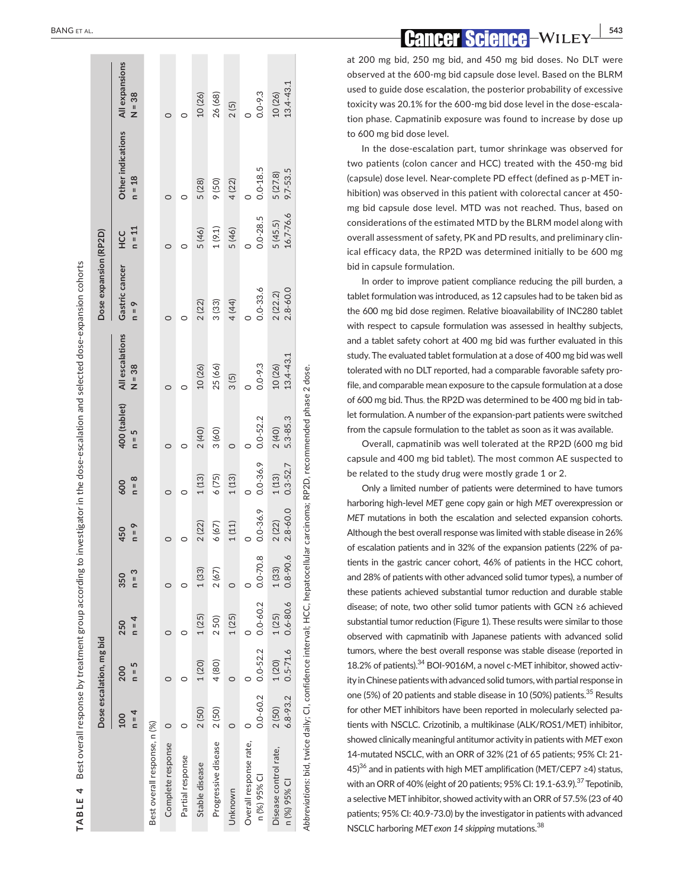**TABLE 4** Best overall response by treatment group according to investigator in the dose-escalation and selected dose-expansion cohorts

| | Dose escalation, mg bid | | | | | | | | Dose expansion (RP2D) | | | |
|---|---|---|---|---|---|---|---|---|---|---|---|---|
| | 100 n = 4 | 200 n = 5 | 250 n = 4 | 350 n = 3 | 450 n = 9 | 600 n = 8 | 400 (tablet) n = 5 | All escalations N = 38 | Gastric cancer n = 9 | HCC n = 11 | Other indications n = 18 | All expansions N = 38 |
| Best overall response, n (%) | | | | | | | | | | | | |
| Complete response | 0 | 0 | 0 | 0 | 0 | 0 | 0 | 0 | 0 | 0 | 0 | 0 |
| Partial response | 0 | 0 | 0 | 0 | 0 | 0 | 0 | 0 | 0 | 0 | 0 | 0 |
| Stable disease | 2 (50) | 1 (20) | 1 (25) | 1 (33) | 2 (22) | 1 (13) | 2 (40) | 10 (26) | 2 (22) | 5 (46) | 5 (28) | 10 (26) |
| Progressive disease | 2 (50) | 4 (80) | 2 50) | 2 (67) | 6 (67) | 6 (75) | 3 (60) | 25 (66) | 3 (33) | 1 (9.1) | 9 (50) | 26 (68) |
| Unknown | 0 | 0 | 1 (25) | 0 | 1 (11) | 1 (13) | 0 | 3 (5) | 4 (44) | 5 (46) | 4 (22) | 2 (5) |
| Overall response rate, n (%) 95% CI | 0 0.0-60.2 | 0 0.0-52.2 | 0 0.0-60.2 | 0 0.0-70.8 | 0 0.0-36.9 | 0 0.0-36.9 | 0 0.0-52.2 | 0 0.0-9.3 | 0 0.0-33.6 | 0 0.0-28.5 | 0 0.0-18.5 | 0 0.0-9.3 |
| Disease control rate, n (%) 95% CI | 2 (50) 6.8-93.2 | 1 (20) 0.5-71.6 | 1 (25) 0.6-80.6 | 1 (33) 0.8-90.6 | 2 (22) 2.8-60.0 | 1 (13) 0.3-52.7 | 2 (40) 5.3-85.3 | 10 (26) 13.4-43.1 | 2 (22.2) 2.8-60.0 | 5 (45.5) 16.7-76.6 | 5 (27.8) 9.7-53.5 | 10 (26) 13.4-43.1 |

*Abbreviations*: bid, twice daily; CI, confidence interval; HCC, hepatocellular carcinoma; RP2D, recommended phase 2 dose.

at 200 mg bid, 250 mg bid, and 450 mg bid doses. No DLT were observed at the 600-mg bid capsule dose level. Based on the BLRM used to guide dose escalation, the posterior probability of excessive toxicity was 20.1% for the 600-mg bid dose level in the dose-escalation phase. Capmatinib exposure was found to increase by dose up to 600 mg bid dose level.

In the dose-escalation part, tumor shrinkage was observed for two patients (colon cancer and HCC) treated with the 450-mg bid (capsule) dose level. Near-complete PD effect (defined as p-MET inhibition) was observed in this patient with colorectal cancer at 450-mg bid capsule dose level. MTD was not reached. Thus, based on considerations of the estimated MTD by the BLRM model along with overall assessment of safety, PK and PD results, and preliminary clinical efficacy data, the RP2D was determined initially to be 600 mg bid in capsule formulation.

In order to improve patient compliance reducing the pill burden, a tablet formulation was introduced, as 12 capsules had to be taken bid as the 600 mg bid dose regimen. Relative bioavailability of INC280 tablet with respect to capsule formulation was assessed in healthy subjects, and a tablet safety cohort at 400 mg bid was further evaluated in this study. The evaluated tablet formulation at a dose of 400 mg bid was well tolerated with no DLT reported, had a comparable favorable safety profile, and comparable mean exposure to the capsule formulation at a dose of 600 mg bid. Thus, the RP2D was determined to be 400 mg bid in tablet formulation. A number of the expansion-part patients were switched from the capsule formulation to the tablet as soon as it was available.

Overall, capmatinib was well tolerated at the RP2D (600 mg bid capsule and 400 mg bid tablet). The most common AE suspected to be related to the study drug were mostly grade 1 or 2.

Only a limited number of patients were determined to have tumors harboring high-level *MET* gene copy gain or high *MET* overexpression or *MET* mutations in both the escalation and selected expansion cohorts. Although the best overall response was limited with stable disease in 26% of escalation patients and in 32% of the expansion patients (22% of patients in the gastric cancer cohort, 46% of patients in the HCC cohort, and 28% of patients with other advanced solid tumor types), a number of these patients achieved substantial tumor reduction and durable stable disease; of note, two other solid tumor patients with GCN ≥6 achieved substantial tumor reduction (Figure 1). These results were similar to those observed with capmatinib with Japanese patients with advanced solid tumors, where the best overall response was stable disease (reported in 18.2% of patients).[34] BOI-9016M, a novel c-MET inhibitor, showed activity in Chinese patients with advanced solid tumors, with partial response in one (5%) of 20 patients and stable disease in 10 (50%) patients.[35] Results for other MET inhibitors have been reported in molecularly selected patients with NSCLC. Crizotinib, a multikinase (ALK/ROS1/MET) inhibitor, showed clinically meaningful antitumor activity in patients with *MET* exon 14-mutated NSCLC, with an ORR of 32% (21 of 65 patients; 95% CI: 21-45)[36] and in patients with high MET amplification (MET/CEP7 ≥4) status, with an ORR of 40% (eight of 20 patients; 95% CI: 19.1-63.9).[37] Tepotinib, a selective MET inhibitor, showed activity with an ORR of 57.5% (23 of 40 patients; 95% CI: 40.9-73.0) by the investigator in patients with advanced NSCLC harboring *MET exon 14 skipping* mutations.[38]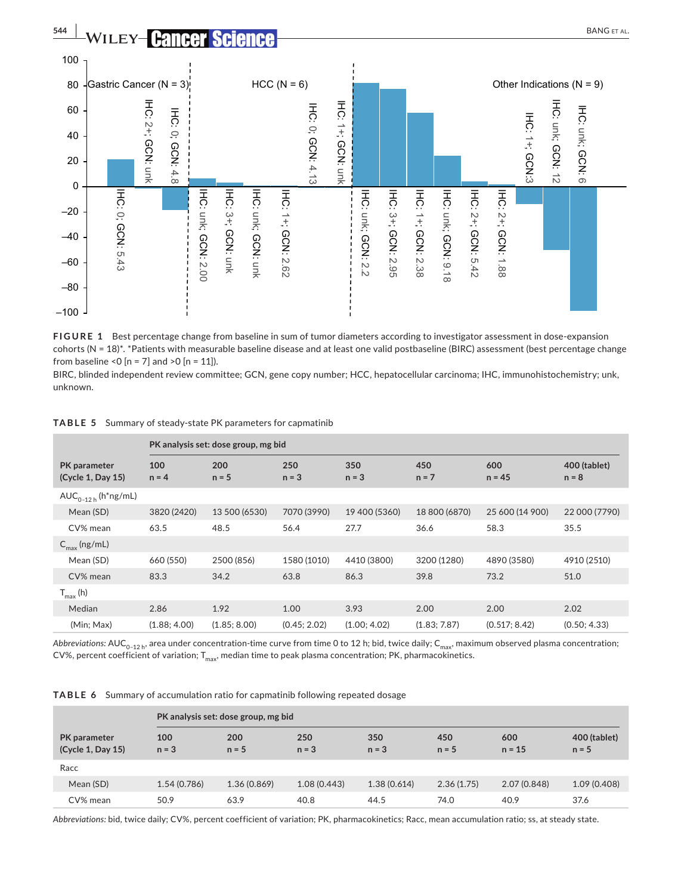**FIGURE 1** Best percentage change from baseline in sum of tumor diameters according to investigator assessment in dose-expansion cohorts (N = 18)*. *Patients with measurable baseline disease and at least one valid postbaseline (BIRC) assessment (best percentage change from baseline <0 [n = 7] and >0 [n = 11]).

BIRC, blinded independent review committee; GCN, gene copy number; HCC, hepatocellular carcinoma; IHC, immunohistochemistry; unk, unknown.

**TABLE 5** Summary of steady-state PK parameters for capmatinib

| | PK analysis set: dose group, mg bid | | | | | | |
|---|---|---|---|---|---|---|---|
| PK parameter (Cycle 1, Day 15) | 100 n = 4 | 200 n = 5 | 250 n = 3 | 350 n = 3 | 450 n = 7 | 600 n = 45 | 400 (tablet) n = 8 |
| $AUC_{0-12\,h}$ (h*ng/mL) | | | | | | | |
| Mean (SD) | 3820 (2420) | 13 500 (6530) | 7070 (3990) | 19 400 (5360) | 18 800 (6870) | 25 600 (14 900) | 22 000 (7790) |
| CV% mean | 63.5 | 48.5 | 56.4 | 27.7 | 36.6 | 58.3 | 35.5 |
| $C_{max}$ (ng/mL) | | | | | | | |
| Mean (SD) | 660 (550) | 2500 (856) | 1580 (1010) | 4410 (3800) | 3200 (1280) | 4890 (3580) | 4910 (2510) |
| CV% mean | 83.3 | 34.2 | 63.8 | 86.3 | 39.8 | 73.2 | 51.0 |
| $T_{max}$ (h) | | | | | | | |
| Median | 2.86 | 1.92 | 1.00 | 3.93 | 2.00 | 2.00 | 2.02 |
| (Min; Max) | (1.88; 4.00) | (1.85; 8.00) | (0.45; 2.02) | (1.00; 4.02) | (1.83; 7.87) | (0.517; 8.42) | (0.50; 4.33) |

*Abbreviations:* $AUC_{0-12\,h}$, area under concentration-time curve from time 0 to 12 h; bid, twice daily; $C_{max}$, maximum observed plasma concentration; CV%, percent coefficient of variation; $T_{max}$, median time to peak plasma concentration; PK, pharmacokinetics.

**TABLE 6** Summary of accumulation ratio for capmatinib following repeated dosage

| | PK analysis set: dose group, mg bid | | | | | | |
|---|---|---|---|---|---|---|---|
| PK parameter (Cycle 1, Day 15) | 100 n = 3 | 200 n = 5 | 250 n = 3 | 350 n = 3 | 450 n = 5 | 600 n = 15 | 400 (tablet) n = 5 |
| Racc | | | | | | | |
| Mean (SD) | 1.54 (0.786) | 1.36 (0.869) | 1.08 (0.443) | 1.38 (0.614) | 2.36 (1.75) | 2.07 (0.848) | 1.09 (0.408) |
| CV% mean | 50.9 | 63.9 | 40.8 | 44.5 | 74.0 | 40.9 | 37.6 |

*Abbreviations:* bid, twice daily; CV%, percent coefficient of variation; PK, pharmacokinetics; Racc, mean accumulation ratio; ss, at steady state.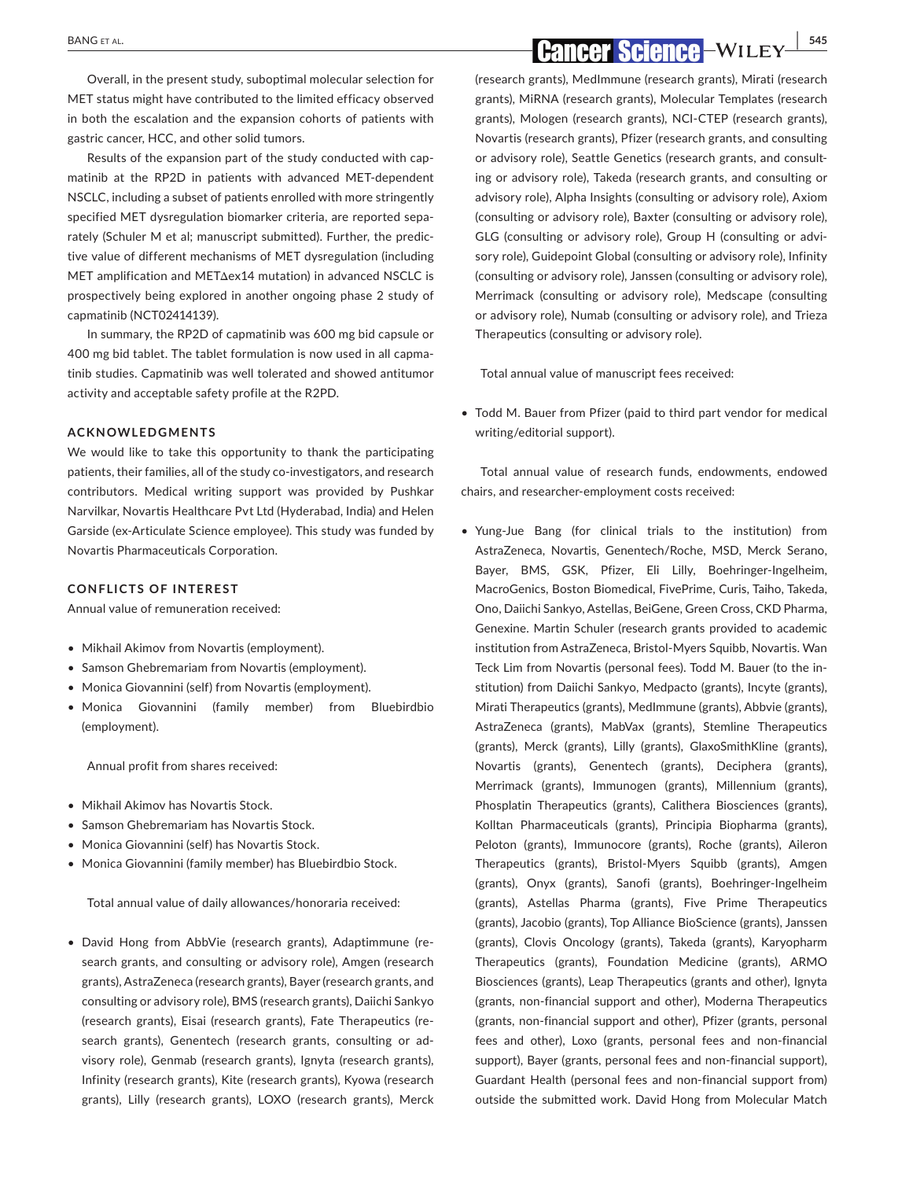Overall, in the present study, suboptimal molecular selection for MET status might have contributed to the limited efficacy observed in both the escalation and the expansion cohorts of patients with gastric cancer, HCC, and other solid tumors.

Results of the expansion part of the study conducted with capmatinib at the RP2D in patients with advanced MET-dependent NSCLC, including a subset of patients enrolled with more stringently specified MET dysregulation biomarker criteria, are reported separately (Schuler M et al; manuscript submitted). Further, the predictive value of different mechanisms of MET dysregulation (including MET amplification and METΔex14 mutation) in advanced NSCLC is prospectively being explored in another ongoing phase 2 study of capmatinib (NCT02414139).

In summary, the RP2D of capmatinib was 600 mg bid capsule or 400 mg bid tablet. The tablet formulation is now used in all capmatinib studies. Capmatinib was well tolerated and showed antitumor activity and acceptable safety profile at the R2PD.

## ACKNOWLEDGMENTS

We would like to take this opportunity to thank the participating patients, their families, all of the study co-investigators, and research contributors. Medical writing support was provided by Pushkar Narvilkar, Novartis Healthcare Pvt Ltd (Hyderabad, India) and Helen Garside (ex-Articulate Science employee). This study was funded by Novartis Pharmaceuticals Corporation.

## CONFLICTS OF INTEREST

Annual value of remuneration received:

- Mikhail Akimov from Novartis (employment).
- Samson Ghebremariam from Novartis (employment).
- Monica Giovannini (self) from Novartis (employment).
- Monica Giovannini (family member) from Bluebirdbio (employment).

Annual profit from shares received:

- Mikhail Akimov has Novartis Stock.
- Samson Ghebremariam has Novartis Stock.
- Monica Giovannini (self) has Novartis Stock.
- Monica Giovannini (family member) has Bluebirdbio Stock.

Total annual value of daily allowances/honoraria received:

- David Hong from AbbVie (research grants), Adaptimmune (research grants, and consulting or advisory role), Amgen (research grants), AstraZeneca (research grants), Bayer (research grants, and consulting or advisory role), BMS (research grants), Daiichi Sankyo (research grants), Eisai (research grants), Fate Therapeutics (research grants), Genentech (research grants, consulting or advisory role), Genmab (research grants), Ignyta (research grants), Infinity (research grants), Kite (research grants), Kyowa (research grants), Lilly (research grants), LOXO (research grants), Merck (research grants), MedImmune (research grants), Mirati (research grants), MiRNA (research grants), Molecular Templates (research grants), Mologen (research grants), NCI-CTEP (research grants), Novartis (research grants), Pfizer (research grants, and consulting or advisory role), Seattle Genetics (research grants, and consulting or advisory role), Takeda (research grants, and consulting or advisory role), Alpha Insights (consulting or advisory role), Axiom (consulting or advisory role), Baxter (consulting or advisory role), GLG (consulting or advisory role), Group H (consulting or advisory role), Guidepoint Global (consulting or advisory role), Infinity (consulting or advisory role), Janssen (consulting or advisory role), Merrimack (consulting or advisory role), Medscape (consulting or advisory role), Numab (consulting or advisory role), and Trieza Therapeutics (consulting or advisory role).

Total annual value of manuscript fees received:

- Todd M. Bauer from Pfizer (paid to third part vendor for medical writing/editorial support).

Total annual value of research funds, endowments, endowed chairs, and researcher-employment costs received:

- Yung-Jue Bang (for clinical trials to the institution) from AstraZeneca, Novartis, Genentech/Roche, MSD, Merck Serano, Bayer, BMS, GSK, Pfizer, Eli Lilly, Boehringer-Ingelheim, MacroGenics, Boston Biomedical, FivePrime, Curis, Taiho, Takeda, Ono, Daiichi Sankyo, Astellas, BeiGene, Green Cross, CKD Pharma, Genexine. Martin Schuler (research grants provided to academic institution from AstraZeneca, Bristol-Myers Squibb, Novartis. Wan Teck Lim from Novartis (personal fees). Todd M. Bauer (to the institution) from Daiichi Sankyo, Medpacto (grants), Incyte (grants), Mirati Therapeutics (grants), MedImmune (grants), Abbvie (grants), AstraZeneca (grants), MabVax (grants), Stemline Therapeutics (grants), Merck (grants), Lilly (grants), GlaxoSmithKline (grants), Novartis (grants), Genentech (grants), Deciphera (grants), Merrimack (grants), Immunogen (grants), Millennium (grants), Phosplatin Therapeutics (grants), Calithera Biosciences (grants), Kolltan Pharmaceuticals (grants), Principia Biopharma (grants), Peloton (grants), Immunocore (grants), Roche (grants), Aileron Therapeutics (grants), Bristol-Myers Squibb (grants), Amgen (grants), Onyx (grants), Sanofi (grants), Boehringer-Ingelheim (grants), Astellas Pharma (grants), Five Prime Therapeutics (grants), Jacobio (grants), Top Alliance BioScience (grants), Janssen (grants), Clovis Oncology (grants), Takeda (grants), Karyopharm Therapeutics (grants), Foundation Medicine (grants), ARMO Biosciences (grants), Leap Therapeutics (grants and other), Ignyta (grants, non-financial support and other), Moderna Therapeutics (grants, non-financial support and other), Pfizer (grants, personal fees and other), Loxo (grants, personal fees and non-financial support), Bayer (grants, personal fees and non-financial support), Guardant Health (personal fees and non-financial support from) outside the submitted work. David Hong from Molecular Match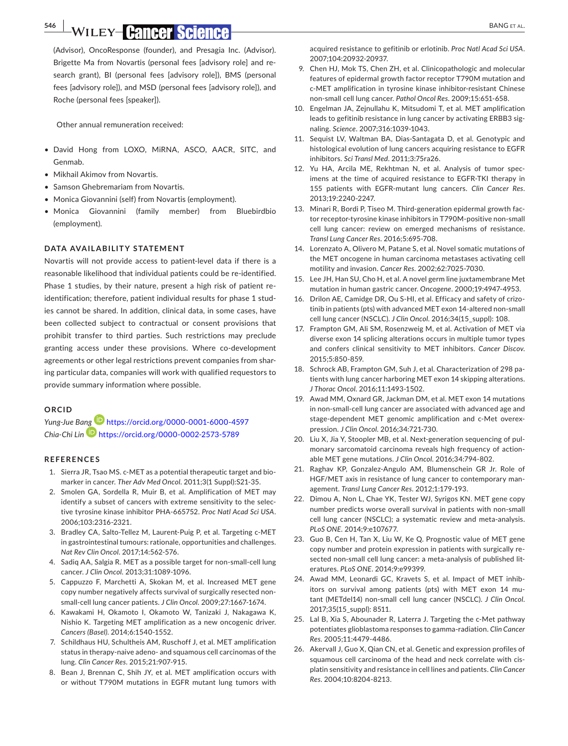(Advisor), OncoResponse (founder), and Presagia Inc. (Advisor). Brigette Ma from Novartis (personal fees [advisory role] and research grant), BI (personal fees [advisory role]), BMS (personal fees [advisory role]), and MSD (personal fees [advisory role]), and Roche (personal fees [speaker]).

Other annual remuneration received:

- David Hong from LOXO, MiRNA, ASCO, AACR, SITC, and Genmab.
- Mikhail Akimov from Novartis.
- Samson Ghebremariam from Novartis.
- Monica Giovannini (self) from Novartis (employment).
- Monica Giovannini (family member) from Bluebirdbio (employment).

## DATA AVAILABILITY STATEMENT

Novartis will not provide access to patient-level data if there is a reasonable likelihood that individual patients could be re-identified. Phase 1 studies, by their nature, present a high risk of patient re-identification; therefore, patient individual results for phase 1 studies cannot be shared. In addition, clinical data, in some cases, have been collected subject to contractual or consent provisions that prohibit transfer to third parties. Such restrictions may preclude granting access under these provisions. Where co-development agreements or other legal restrictions prevent companies from sharing particular data, companies will work with qualified requestors to provide summary information where possible.

## ORCID

*Yung-Jue Bang* https://orcid.org/0000-0001-6000-4597
*Chia-Chi Lin* https://orcid.org/0000-0002-2573-5789

## REFERENCES

1. Sierra JR, Tsao MS. c-MET as a potential therapeutic target and biomarker in cancer. *Ther Adv Med Oncol*. 2011;3(1 Suppl):S21-35.
2. Smolen GA, Sordella R, Muir B, et al. Amplification of MET may identify a subset of cancers with extreme sensitivity to the selective tyrosine kinase inhibitor PHA-665752. *Proc Natl Acad Sci USA*. 2006;103:2316-2321.
3. Bradley CA, Salto-Tellez M, Laurent-Puig P, et al. Targeting c-MET in gastrointestinal tumours: rationale, opportunities and challenges. *Nat Rev Clin Oncol*. 2017;14:562-576.
4. Sadiq AA, Salgia R. MET as a possible target for non-small-cell lung cancer. *J Clin Oncol*. 2013;31:1089-1096.
5. Cappuzzo F, Marchetti A, Skokan M, et al. Increased MET gene copy number negatively affects survival of surgically resected non-small-cell lung cancer patients. *J Clin Oncol*. 2009;27:1667-1674.
6. Kawakami H, Okamoto I, Okamoto W, Tanizaki J, Nakagawa K, Nishio K. Targeting MET amplification as a new oncogenic driver. *Cancers (Basel)*. 2014;6:1540-1552.
7. Schildhaus HU, Schultheis AM, Ruschoff J, et al. MET amplification status in therapy-naive adeno- and squamous cell carcinomas of the lung. *Clin Cancer Res*. 2015;21:907-915.
8. Bean J, Brennan C, Shih JY, et al. MET amplification occurs with or without T790M mutations in EGFR mutant lung tumors with acquired resistance to gefitinib or erlotinib. *Proc Natl Acad Sci USA*. 2007;104:20932-20937.
9. Chen HJ, Mok TS, Chen ZH, et al. Clinicopathologic and molecular features of epidermal growth factor receptor T790M mutation and c-MET amplification in tyrosine kinase inhibitor-resistant Chinese non-small cell lung cancer. *Pathol Oncol Res*. 2009;15:651-658.
10. Engelman JA, Zejnullahu K, Mitsudomi T, et al. MET amplification leads to gefitinib resistance in lung cancer by activating ERBB3 signaling. *Science*. 2007;316:1039-1043.
11. Sequist LV, Waltman BA, Dias-Santagata D, et al. Genotypic and histological evolution of lung cancers acquiring resistance to EGFR inhibitors. *Sci Transl Med*. 2011;3:75ra26.
12. Yu HA, Arcila ME, Rekhtman N, et al. Analysis of tumor specimens at the time of acquired resistance to EGFR-TKI therapy in 155 patients with EGFR-mutant lung cancers. *Clin Cancer Res*. 2013;19:2240-2247.
13. Minari R, Bordi P, Tiseo M. Third-generation epidermal growth factor receptor-tyrosine kinase inhibitors in T790M-positive non-small cell lung cancer: review on emerged mechanisms of resistance. *Transl Lung Cancer Res*. 2016;5:695-708.
14. Lorenzato A, Olivero M, Patane S, et al. Novel somatic mutations of the MET oncogene in human carcinoma metastases activating cell motility and invasion. *Cancer Res*. 2002;62:7025-7030.
15. Lee JH, Han SU, Cho H, et al. A novel germ line juxtamembrane Met mutation in human gastric cancer. *Oncogene*. 2000;19:4947-4953.
16. Drilon AE, Camidge DR, Ou S-HI, et al. Efficacy and safety of crizotinib in patients (pts) with advanced MET exon 14-altered non-small cell lung cancer (NSCLC). *J Clin Oncol*. 2016;34(15_suppl): 108.
17. Frampton GM, Ali SM, Rosenzweig M, et al. Activation of MET via diverse exon 14 splicing alterations occurs in multiple tumor types and confers clinical sensitivity to MET inhibitors. *Cancer Discov*. 2015;5:850-859.
18. Schrock AB, Frampton GM, Suh J, et al. Characterization of 298 patients with lung cancer harboring MET exon 14 skipping alterations. *J Thorac Oncol*. 2016;11:1493-1502.
19. Awad MM, Oxnard GR, Jackman DM, et al. MET exon 14 mutations in non-small-cell lung cancer are associated with advanced age and stage-dependent MET genomic amplification and c-Met overexpression. *J Clin Oncol*. 2016;34:721-730.
20. Liu X, Jia Y, Stoopler MB, et al. Next-generation sequencing of pulmonary sarcomatoid carcinoma reveals high frequency of actionable MET gene mutations. *J Clin Oncol*. 2016;34:794-802.
21. Raghav KP, Gonzalez-Angulo AM, Blumenschein GR Jr. Role of HGF/MET axis in resistance of lung cancer to contemporary management. *Transl Lung Cancer Res*. 2012;1:179-193.
22. Dimou A, Non L, Chae YK, Tester WJ, Syrigos KN. MET gene copy number predicts worse overall survival in patients with non-small cell lung cancer (NSCLC); a systematic review and meta-analysis. *PLoS ONE*. 2014;9:e107677.
23. Guo B, Cen H, Tan X, Liu W, Ke Q. Prognostic value of MET gene copy number and protein expression in patients with surgically resected non-small cell lung cancer: a meta-analysis of published literatures. *PLoS ONE*. 2014;9:e99399.
24. Awad MM, Leonardi GC, Kravets S, et al. Impact of MET inhibitors on survival among patients (pts) with MET exon 14 mutant (METdel14) non-small cell lung cancer (NSCLC). *J Clin Oncol*. 2017;35(15_suppl): 8511.
25. Lal B, Xia S, Abounader R, Laterra J. Targeting the c-Met pathway potentiates glioblastoma responses to gamma-radiation. *Clin Cancer Res*. 2005;11:4479-4486.
26. Akervall J, Guo X, Qian CN, et al. Genetic and expression profiles of squamous cell carcinoma of the head and neck correlate with cisplatin sensitivity and resistance in cell lines and patients. *Clin Cancer Res*. 2004;10:8204-8213.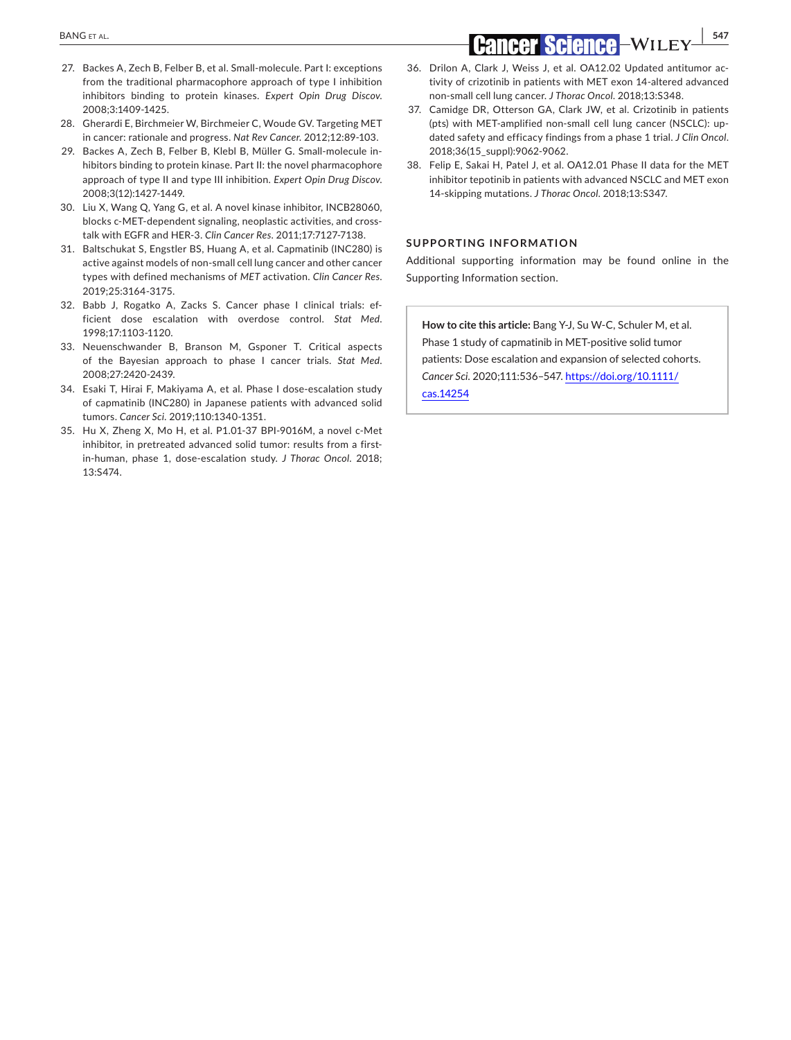27. Backes A, Zech B, Felber B, et al. Small-molecule. Part I: exceptions from the traditional pharmacophore approach of type I inhibition inhibitors binding to protein kinases. *Expert Opin Drug Discov*. 2008;3:1409-1425.
28. Gherardi E, Birchmeier W, Birchmeier C, Woude GV. Targeting MET in cancer: rationale and progress. *Nat Rev Cancer*. 2012;12:89-103.
29. Backes A, Zech B, Felber B, Klebl B, Müller G. Small-molecule inhibitors binding to protein kinase. Part II: the novel pharmacophore approach of type II and type III inhibition. *Expert Opin Drug Discov*. 2008;3(12):1427-1449.
30. Liu X, Wang Q, Yang G, et al. A novel kinase inhibitor, INCB28060, blocks c-MET-dependent signaling, neoplastic activities, and cross-talk with EGFR and HER-3. *Clin Cancer Res*. 2011;17:7127-7138.
31. Baltschukat S, Engstler BS, Huang A, et al. Capmatinib (INC280) is active against models of non-small cell lung cancer and other cancer types with defined mechanisms of *MET* activation. *Clin Cancer Res*. 2019;25:3164-3175.
32. Babb J, Rogatko A, Zacks S. Cancer phase I clinical trials: efficient dose escalation with overdose control. *Stat Med*. 1998;17:1103-1120.
33. Neuenschwander B, Branson M, Gsponer T. Critical aspects of the Bayesian approach to phase I cancer trials. *Stat Med*. 2008;27:2420-2439.
34. Esaki T, Hirai F, Makiyama A, et al. Phase I dose-escalation study of capmatinib (INC280) in Japanese patients with advanced solid tumors. *Cancer Sci*. 2019;110:1340-1351.
35. Hu X, Zheng X, Mo H, et al. P1.01-37 BPI-9016M, a novel c-Met inhibitor, in pretreated advanced solid tumor: results from a first-in-human, phase 1, dose-escalation study. *J Thorac Oncol*. 2018; 13:S474.
36. Drilon A, Clark J, Weiss J, et al. OA12.02 Updated antitumor activity of crizotinib in patients with MET exon 14-altered advanced non-small cell lung cancer. *J Thorac Oncol*. 2018;13:S348.
37. Camidge DR, Otterson GA, Clark JW, et al. Crizotinib in patients (pts) with MET-amplified non-small cell lung cancer (NSCLC): updated safety and efficacy findings from a phase 1 trial. *J Clin Oncol*. 2018;36(15_suppl):9062-9062.
38. Felip E, Sakai H, Patel J, et al. OA12.01 Phase II data for the MET inhibitor tepotinib in patients with advanced NSCLC and MET exon 14-skipping mutations. *J Thorac Oncol*. 2018;13:S347.

## SUPPORTING INFORMATION

Additional supporting information may be found online in the Supporting Information section.

**How to cite this article:** Bang Y-J, Su W-C, Schuler M, et al. Phase 1 study of capmatinib in MET-positive solid tumor patients: Dose escalation and expansion of selected cohorts. *Cancer Sci*. 2020;111:536–547. https://doi.org/10.1111/cas.14254